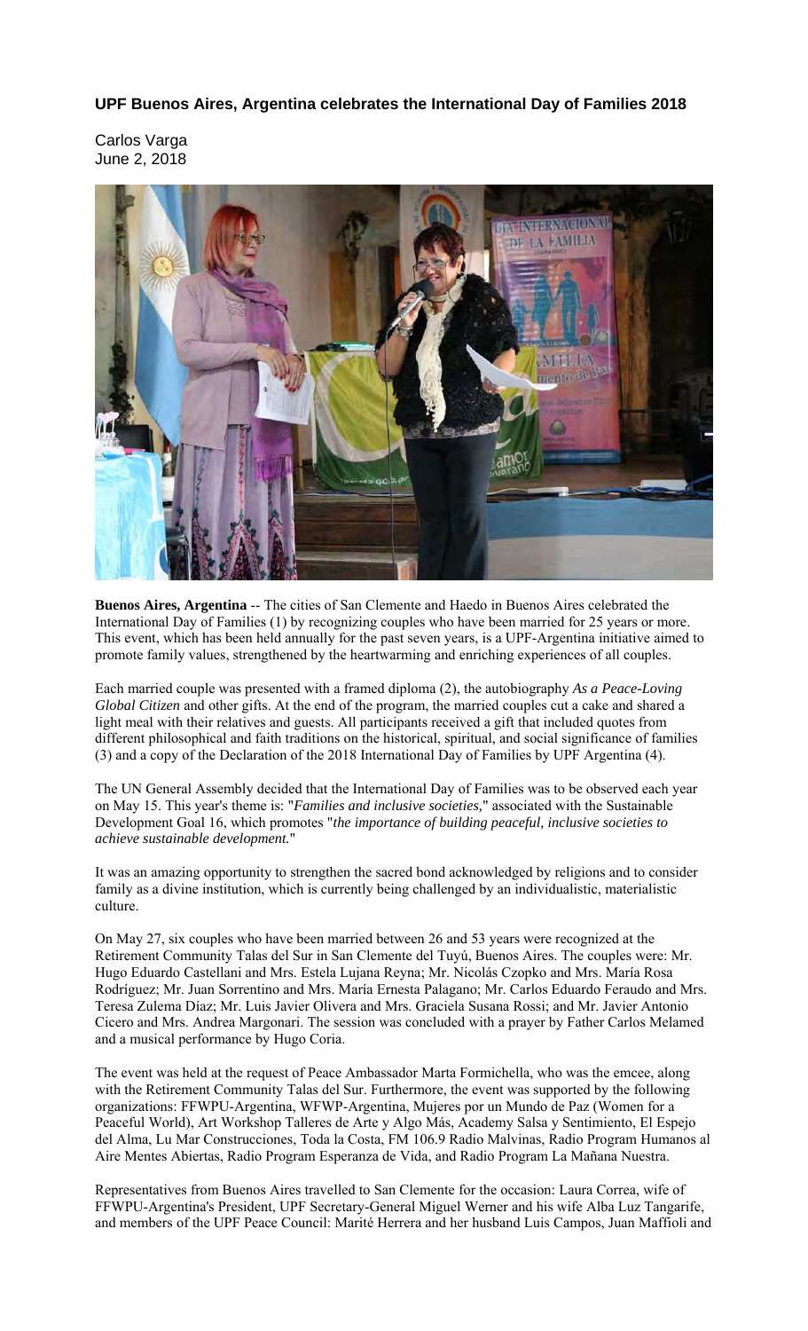### **UPF Buenos Aires, Argentina celebrates the International Day of Families 2018**

Carlos Varga
June 2, 2018

**Buenos Aires, Argentina** -- The cities of San Clemente and Haedo in Buenos Aires celebrated the International Day of Families (1) by recognizing couples who have been married for 25 years or more. This event, which has been held annually for the past seven years, is a UPF-Argentina initiative aimed to promote family values, strengthened by the heartwarming and enriching experiences of all couples.

Each married couple was presented with a framed diploma (2), the autobiography *As a Peace-Loving Global Citizen* and other gifts. At the end of the program, the married couples cut a cake and shared a light meal with their relatives and guests. All participants received a gift that included quotes from different philosophical and faith traditions on the historical, spiritual, and social significance of families (3) and a copy of the Declaration of the 2018 International Day of Families by UPF Argentina (4).

The UN General Assembly decided that the International Day of Families was to be observed each year on May 15. This year's theme is: "*Families and inclusive societies,*" associated with the Sustainable Development Goal 16, which promotes "*the importance of building peaceful, inclusive societies to achieve sustainable development.*"

It was an amazing opportunity to strengthen the sacred bond acknowledged by religions and to consider family as a divine institution, which is currently being challenged by an individualistic, materialistic culture.

On May 27, six couples who have been married between 26 and 53 years were recognized at the Retirement Community Talas del Sur in San Clemente del Tuyú, Buenos Aires. The couples were: Mr. Hugo Eduardo Castellani and Mrs. Estela Lujana Reyna; Mr. Nicolás Czopko and Mrs. María Rosa Rodríguez; Mr. Juan Sorrentino and Mrs. María Ernesta Palagano; Mr. Carlos Eduardo Feraudo and Mrs. Teresa Zulema Díaz; Mr. Luis Javier Olivera and Mrs. Graciela Susana Rossi; and Mr. Javier Antonio Cicero and Mrs. Andrea Margonari. The session was concluded with a prayer by Father Carlos Melamed and a musical performance by Hugo Coria.

The event was held at the request of Peace Ambassador Marta Formichella, who was the emcee, along with the Retirement Community Talas del Sur. Furthermore, the event was supported by the following organizations: FFWPU-Argentina, WFWP-Argentina, Mujeres por un Mundo de Paz (Women for a Peaceful World), Art Workshop Talleres de Arte y Algo Más, Academy Salsa y Sentimiento, El Espejo del Alma, Lu Mar Construcciones, Toda la Costa, FM 106.9 Radio Malvinas, Radio Program Humanos al Aire Mentes Abiertas, Radio Program Esperanza de Vida, and Radio Program La Mañana Nuestra.

Representatives from Buenos Aires travelled to San Clemente for the occasion: Laura Correa, wife of FFWPU-Argentina's President, UPF Secretary-General Miguel Werner and his wife Alba Luz Tangarife, and members of the UPF Peace Council: Marité Herrera and her husband Luis Campos, Juan Maffioli and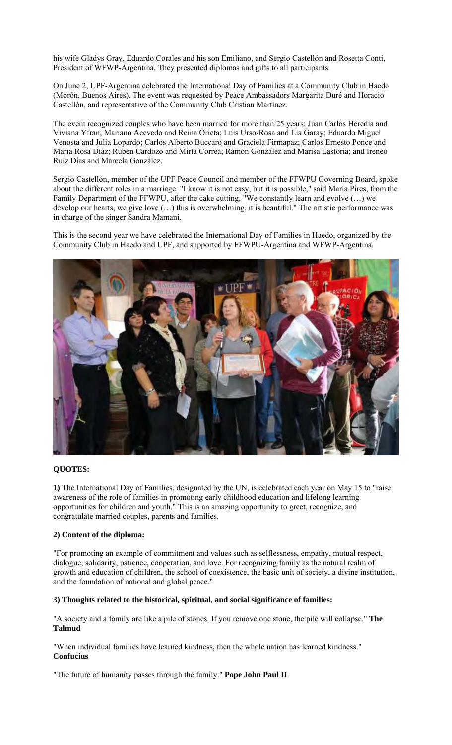his wife Gladys Gray, Eduardo Corales and his son Emiliano, and Sergio Castellón and Rosetta Conti, President of WFWP-Argentina. They presented diplomas and gifts to all participants.

On June 2, UPF-Argentina celebrated the International Day of Families at a Community Club in Haedo (Morón, Buenos Aires). The event was requested by Peace Ambassadors Margarita Duré and Horacio Castellón, and representative of the Community Club Cristian Martínez.

The event recognized couples who have been married for more than 25 years: Juan Carlos Heredia and Viviana Yfran; Mariano Acevedo and Reina Orieta; Luis Urso-Rosa and Lía Garay; Eduardo Miguel Venosta and Julia Lopardo; Carlos Alberto Buccaro and Graciela Firmapaz; Carlos Ernesto Ponce and María Rosa Díaz; Rubén Cardozo and Mirta Correa; Ramón González and Marisa Lastoria; and Ireneo Ruíz Días and Marcela González.

Sergio Castellón, member of the UPF Peace Council and member of the FFWPU Governing Board, spoke about the different roles in a marriage. "I know it is not easy, but it is possible," said María Pires, from the Family Department of the FFWPU, after the cake cutting, "We constantly learn and evolve (…) we develop our hearts, we give love (…) this is overwhelming, it is beautiful." The artistic performance was in charge of the singer Sandra Mamani.

This is the second year we have celebrated the International Day of Families in Haedo, organized by the Community Club in Haedo and UPF, and supported by FFWPU-Argentina and WFWP-Argentina.

**QUOTES:**

**1)** The International Day of Families, designated by the UN, is celebrated each year on May 15 to "raise awareness of the role of families in promoting early childhood education and lifelong learning opportunities for children and youth." This is an amazing opportunity to greet, recognize, and congratulate married couples, parents and families.

**2) Content of the diploma:**

"For promoting an example of commitment and values such as selflessness, empathy, mutual respect, dialogue, solidarity, patience, cooperation, and love. For recognizing family as the natural realm of growth and education of children, the school of coexistence, the basic unit of society, a divine institution, and the foundation of national and global peace."

**3) Thoughts related to the historical, spiritual, and social significance of families:**

"A society and a family are like a pile of stones. If you remove one stone, the pile will collapse." **The Talmud**

"When individual families have learned kindness, then the whole nation has learned kindness." **Confucius**

"The future of humanity passes through the family." **Pope John Paul II**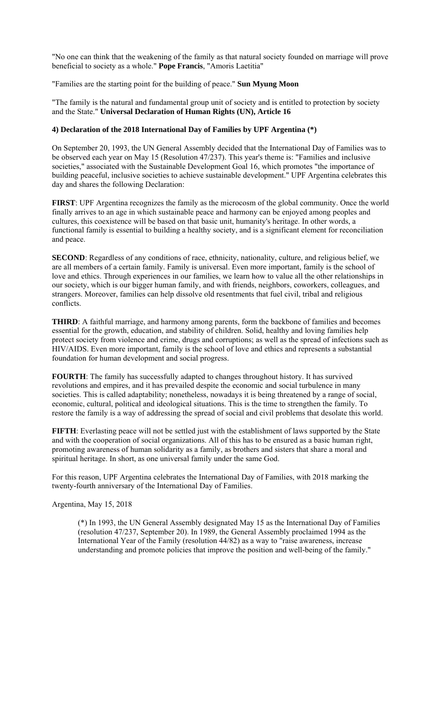"No one can think that the weakening of the family as that natural society founded on marriage will prove beneficial to society as a whole." **Pope Francis**, "Amoris Laetitia"

"Families are the starting point for the building of peace." **Sun Myung Moon**

"The family is the natural and fundamental group unit of society and is entitled to protection by society and the State." **Universal Declaration of Human Rights (UN), Article 16**

#### 4) Declaration of the 2018 International Day of Families by UPF Argentina (*)

On September 20, 1993, the UN General Assembly decided that the International Day of Families was to be observed each year on May 15 (Resolution 47/237). This year's theme is: "Families and inclusive societies," associated with the Sustainable Development Goal 16, which promotes "the importance of building peaceful, inclusive societies to achieve sustainable development." UPF Argentina celebrates this day and shares the following Declaration:

**FIRST**: UPF Argentina recognizes the family as the microcosm of the global community. Once the world finally arrives to an age in which sustainable peace and harmony can be enjoyed among peoples and cultures, this coexistence will be based on that basic unit, humanity's heritage. In other words, a functional family is essential to building a healthy society, and is a significant element for reconciliation and peace.

**SECOND**: Regardless of any conditions of race, ethnicity, nationality, culture, and religious belief, we are all members of a certain family. Family is universal. Even more important, family is the school of love and ethics. Through experiences in our families, we learn how to value all the other relationships in our society, which is our bigger human family, and with friends, neighbors, coworkers, colleagues, and strangers. Moreover, families can help dissolve old resentments that fuel civil, tribal and religious conflicts.

**THIRD**: A faithful marriage, and harmony among parents, form the backbone of families and becomes essential for the growth, education, and stability of children. Solid, healthy and loving families help protect society from violence and crime, drugs and corruptions; as well as the spread of infections such as HIV/AIDS. Even more important, family is the school of love and ethics and represents a substantial foundation for human development and social progress.

**FOURTH**: The family has successfully adapted to changes throughout history. It has survived revolutions and empires, and it has prevailed despite the economic and social turbulence in many societies. This is called adaptability; nonetheless, nowadays it is being threatened by a range of social, economic, cultural, political and ideological situations. This is the time to strengthen the family. To restore the family is a way of addressing the spread of social and civil problems that desolate this world.

**FIFTH**: Everlasting peace will not be settled just with the establishment of laws supported by the State and with the cooperation of social organizations. All of this has to be ensured as a basic human right, promoting awareness of human solidarity as a family, as brothers and sisters that share a moral and spiritual heritage. In short, as one universal family under the same God.

For this reason, UPF Argentina celebrates the International Day of Families, with 2018 marking the twenty-fourth anniversary of the International Day of Families.

Argentina, May 15, 2018

> (*) In 1993, the UN General Assembly designated May 15 as the International Day of Families (resolution 47/237, September 20). In 1989, the General Assembly proclaimed 1994 as the International Year of the Family (resolution 44/82) as a way to "raise awareness, increase understanding and promote policies that improve the position and well-being of the family."